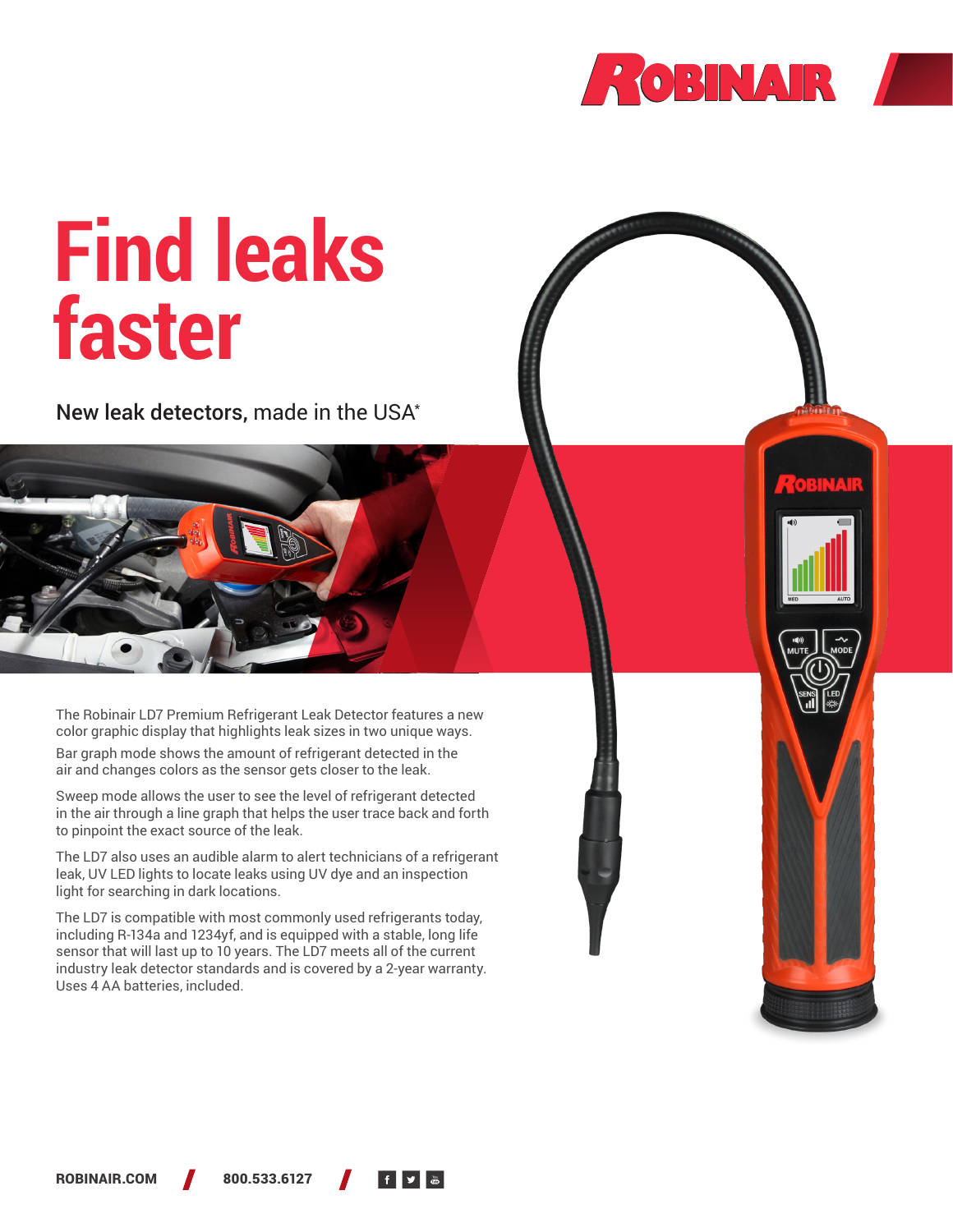# Find leaks faster

New leak detectors, made in the USA*

The Robinair LD7 Premium Refrigerant Leak Detector features a new color graphic display that highlights leak sizes in two unique ways.

Bar graph mode shows the amount of refrigerant detected in the air and changes colors as the sensor gets closer to the leak.

Sweep mode allows the user to see the level of refrigerant detected in the air through a line graph that helps the user trace back and forth to pinpoint the exact source of the leak.

The LD7 also uses an audible alarm to alert technicians of a refrigerant leak, UV LED lights to locate leaks using UV dye and an inspection light for searching in dark locations.

The LD7 is compatible with most commonly used refrigerants today, including R-134a and 1234yf, and is equipped with a stable, long life sensor that will last up to 10 years. The LD7 meets all of the current industry leak detector standards and is covered by a 2-year warranty. Uses 4 AA batteries, included.

ROBINAIR.COM / 800.533.6127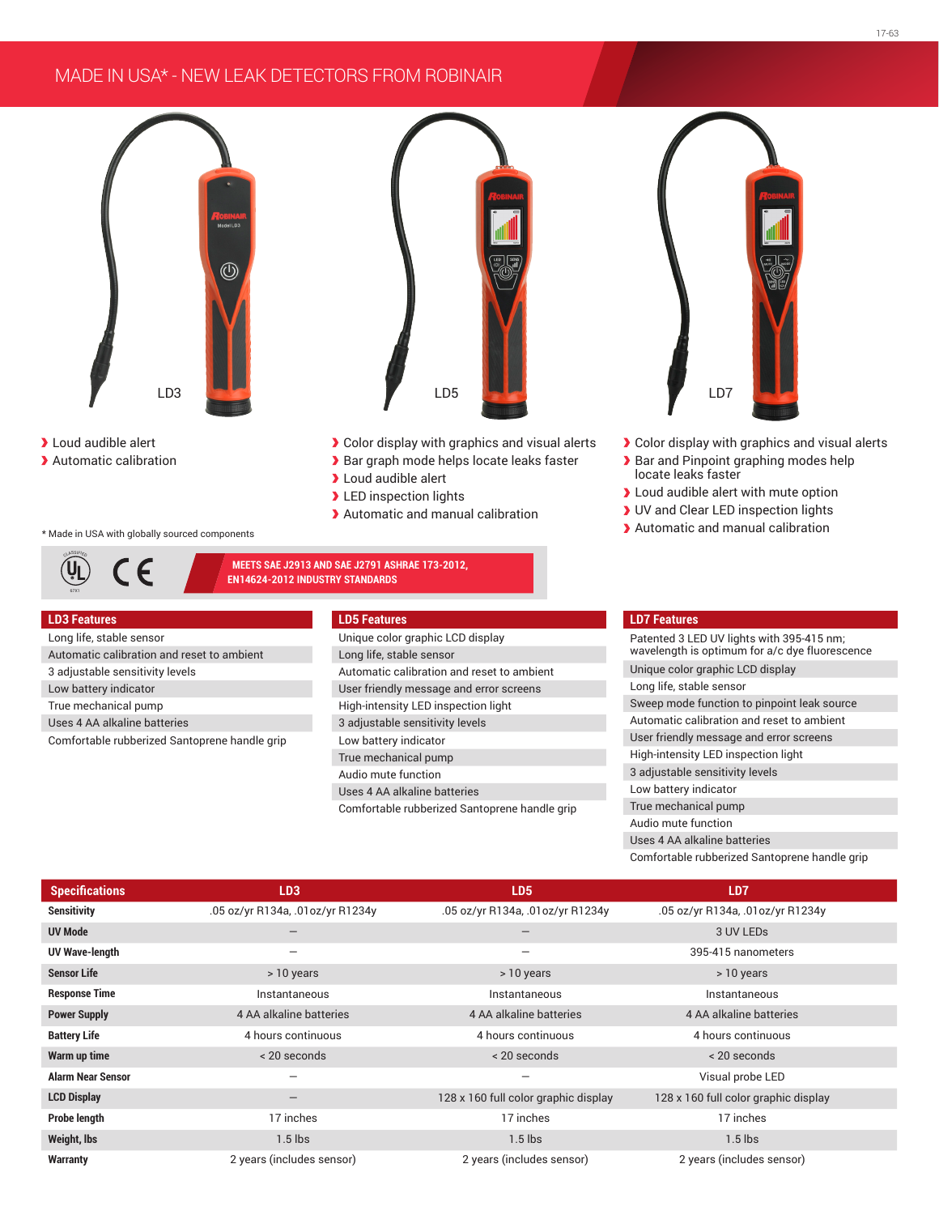# MADE IN USA* - NEW LEAK DETECTORS FROM ROBINAIR

LD3

- Loud audible alert
- Automatic calibration

LD5

- Color display with graphics and visual alerts
- Bar graph mode helps locate leaks faster
- Loud audible alert
- LED inspection lights
- Automatic and manual calibration

LD7

- Color display with graphics and visual alerts
- Bar and Pinpoint graphing modes help locate leaks faster
- Loud audible alert with mute option
- UV and Clear LED inspection lights
- Automatic and manual calibration

\* Made in USA with globally sourced components

**MEETS SAE J2913 AND SAE J2791 ASHRAE 173-2012, EN14624-2012 INDUSTRY STANDARDS**

## LD3 Features

- Long life, stable sensor
- Automatic calibration and reset to ambient
- 3 adjustable sensitivity levels
- Low battery indicator
- True mechanical pump
- Uses 4 AA alkaline batteries
- Comfortable rubberized Santoprene handle grip

## LD5 Features

- Unique color graphic LCD display
- Long life, stable sensor
- Automatic calibration and reset to ambient
- User friendly message and error screens
- High-intensity LED inspection light
- 3 adjustable sensitivity levels
- Low battery indicator
- True mechanical pump
- Audio mute function
- Uses 4 AA alkaline batteries
- Comfortable rubberized Santoprene handle grip

## LD7 Features

- Patented 3 LED UV lights with 395-415 nm; wavelength is optimum for a/c dye fluorescence
- Unique color graphic LCD display
- Long life, stable sensor
- Sweep mode function to pinpoint leak source
- Automatic calibration and reset to ambient
- User friendly message and error screens
- High-intensity LED inspection light
- 3 adjustable sensitivity levels
- Low battery indicator
- True mechanical pump
- Audio mute function
- Uses 4 AA alkaline batteries
- Comfortable rubberized Santoprene handle grip

| Specifications | LD3 | LD5 | LD7 |
|---|---|---|---|
| Sensitivity | .05 oz/yr R134a, .01oz/yr R1234y | .05 oz/yr R134a, .01oz/yr R1234y | .05 oz/yr R134a, .01oz/yr R1234y |
| UV Mode | – | – | 3 UV LEDs |
| UV Wave-length | – | – | 395-415 nanometers |
| Sensor Life | > 10 years | > 10 years | > 10 years |
| Response Time | Instantaneous | Instantaneous | Instantaneous |
| Power Supply | 4 AA alkaline batteries | 4 AA alkaline batteries | 4 AA alkaline batteries |
| Battery Life | 4 hours continuous | 4 hours continuous | 4 hours continuous |
| Warm up time | < 20 seconds | < 20 seconds | < 20 seconds |
| Alarm Near Sensor | – | – | Visual probe LED |
| LCD Display | – | 128 x 160 full color graphic display | 128 x 160 full color graphic display |
| Probe length | 17 inches | 17 inches | 17 inches |
| Weight, lbs | 1.5 lbs | 1.5 lbs | 1.5 lbs |
| Warranty | 2 years (includes sensor) | 2 years (includes sensor) | 2 years (includes sensor) |